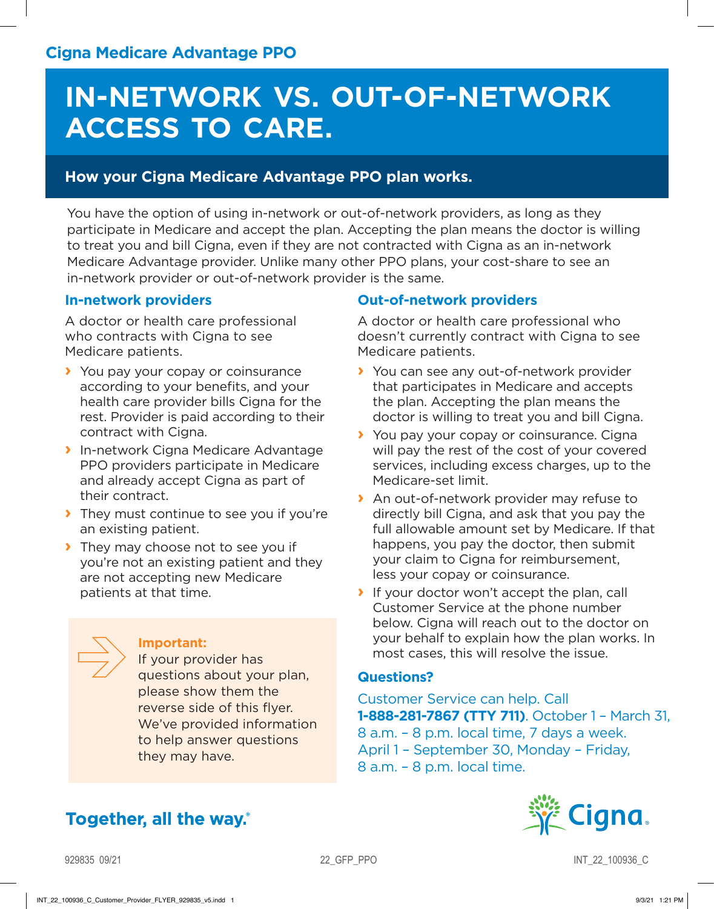**Cigna Medicare Advantage PPO**

# IN-NETWORK VS. OUT-OF-NETWORK ACCESS TO CARE.

## How your Cigna Medicare Advantage PPO plan works.

You have the option of using in-network or out-of-network providers, as long as they participate in Medicare and accept the plan. Accepting the plan means the doctor is willing to treat you and bill Cigna, even if they are not contracted with Cigna as an in-network Medicare Advantage provider. Unlike many other PPO plans, your cost-share to see an in-network provider or out-of-network provider is the same.

### In-network providers

A doctor or health care professional who contracts with Cigna to see Medicare patients.

- You pay your copay or coinsurance according to your benefits, and your health care provider bills Cigna for the rest. Provider is paid according to their contract with Cigna.
- In-network Cigna Medicare Advantage PPO providers participate in Medicare and already accept Cigna as part of their contract.
- They must continue to see you if you're an existing patient.
- They may choose not to see you if you're not an existing patient and they are not accepting new Medicare patients at that time.

**Important:**
If your provider has questions about your plan, please show them the reverse side of this flyer. We've provided information to help answer questions they may have.

### Out-of-network providers

A doctor or health care professional who doesn't currently contract with Cigna to see Medicare patients.

- You can see any out-of-network provider that participates in Medicare and accepts the plan. Accepting the plan means the doctor is willing to treat you and bill Cigna.
- You pay your copay or coinsurance. Cigna will pay the rest of the cost of your covered services, including excess charges, up to the Medicare-set limit.
- An out-of-network provider may refuse to directly bill Cigna, and ask that you pay the full allowable amount set by Medicare. If that happens, you pay the doctor, then submit your claim to Cigna for reimbursement, less your copay or coinsurance.
- If your doctor won't accept the plan, call Customer Service at the phone number below. Cigna will reach out to the doctor on your behalf to explain how the plan works. In most cases, this will resolve the issue.

### Questions?

Customer Service can help. Call **1-888-281-7867 (TTY 711)**. October 1 – March 31, 8 a.m. – 8 p.m. local time, 7 days a week. April 1 – September 30, Monday – Friday, 8 a.m. – 8 p.m. local time.

**Together, all the way.®**

Cigna

929835 09/21 22_GFP_PPO INT_22_100936_C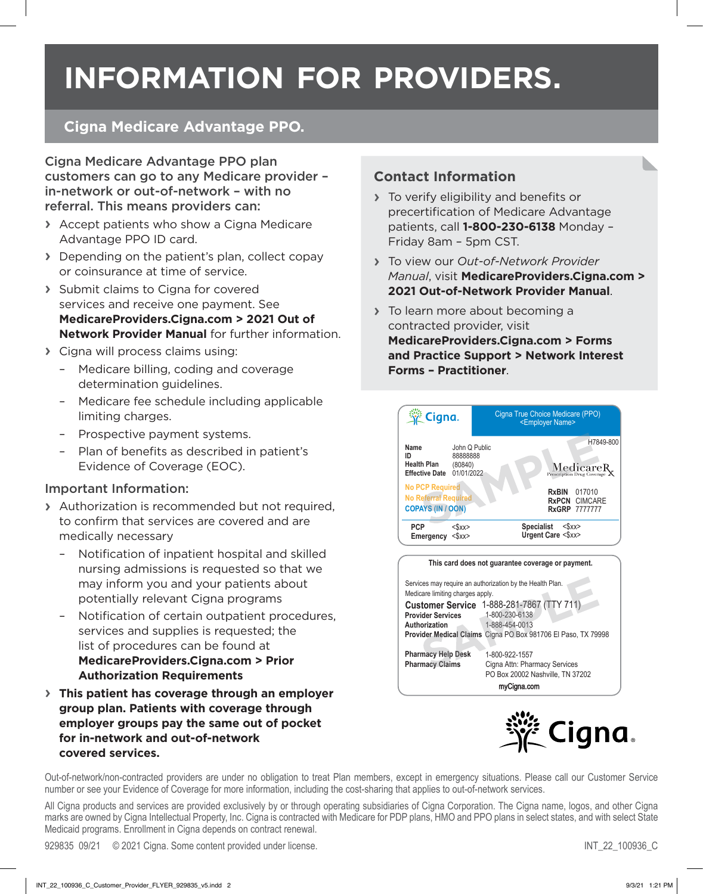# INFORMATION FOR PROVIDERS.

## Cigna Medicare Advantage PPO.

### Cigna Medicare Advantage PPO plan customers can go to any Medicare provider – in-network or out-of-network – with no referral. This means providers can:

- Accept patients who show a Cigna Medicare Advantage PPO ID card.
- Depending on the patient's plan, collect copay or coinsurance at time of service.
- Submit claims to Cigna for covered services and receive one payment. See **MedicareProviders.Cigna.com > 2021 Out of Network Provider Manual** for further information.
- Cigna will process claims using:
  - Medicare billing, coding and coverage determination guidelines.
  - Medicare fee schedule including applicable limiting charges.
  - Prospective payment systems.
  - Plan of benefits as described in patient's Evidence of Coverage (EOC).

### Important Information:

- Authorization is recommended but not required, to confirm that services are covered and are medically necessary
  - Notification of inpatient hospital and skilled nursing admissions is requested so that we may inform you and your patients about potentially relevant Cigna programs
  - Notification of certain outpatient procedures, services and supplies is requested; the list of procedures can be found at **MedicareProviders.Cigna.com > Prior Authorization Requirements**
- **This patient has coverage through an employer group plan. Patients with coverage through employer groups pay the same out of pocket for in-network and out-of-network covered services.**

### Contact Information

- To verify eligibility and benefits or precertification of Medicare Advantage patients, call **1-800-230-6138** Monday – Friday 8am – 5pm CST.
- To view our *Out-of-Network Provider Manual*, visit **MedicareProviders.Cigna.com > 2021 Out-of-Network Provider Manual**.
- To learn more about becoming a contracted provider, visit **MedicareProviders.Cigna.com > Forms and Practice Support > Network Interest Forms – Practitioner**.

Cigna.
Cigna True Choice Medicare (PPO)
<Employer Name>

H7849-800

Name John Q Public
ID 88888888
Health Plan (80840)
Effective Date 01/01/2022

MedicareRx
Prescription Drug Coverage

No PCP Required
No Referral Required
COPAYS (IN / OON)

RxBIN 017010
RxPCN CIMCARE
RxGRP 7777777

PCP <$xx>
Emergency <$xx>
Specialist <$xx>
Urgent Care <$xx>

SAMPLE

This card does not guarantee coverage or payment.

Services may require an authorization by the Health Plan.
Medicare limiting charges apply.

Customer Service 1-888-281-7867 (TTY 711)
Provider Services 1-800-230-6138
Authorization 1-888-454-0013
Provider Medical Claims Cigna PO Box 981706 El Paso, TX 79998

Pharmacy Help Desk 1-800-922-1557
Pharmacy Claims Cigna Attn: Pharmacy Services
PO Box 20002 Nashville, TN 37202

myCigna.com

SAMPLE

Cigna.

Out-of-network/non-contracted providers are under no obligation to treat Plan members, except in emergency situations. Please call our Customer Service number or see your Evidence of Coverage for more information, including the cost-sharing that applies to out-of-network services.

All Cigna products and services are provided exclusively by or through operating subsidiaries of Cigna Corporation. The Cigna name, logos, and other Cigna marks are owned by Cigna Intellectual Property, Inc. Cigna is contracted with Medicare for PDP plans, HMO and PPO plans in select states, and with select State Medicaid programs. Enrollment in Cigna depends on contract renewal.

929835 09/21 © 2021 Cigna. Some content provided under license.

INT_22_100936_C